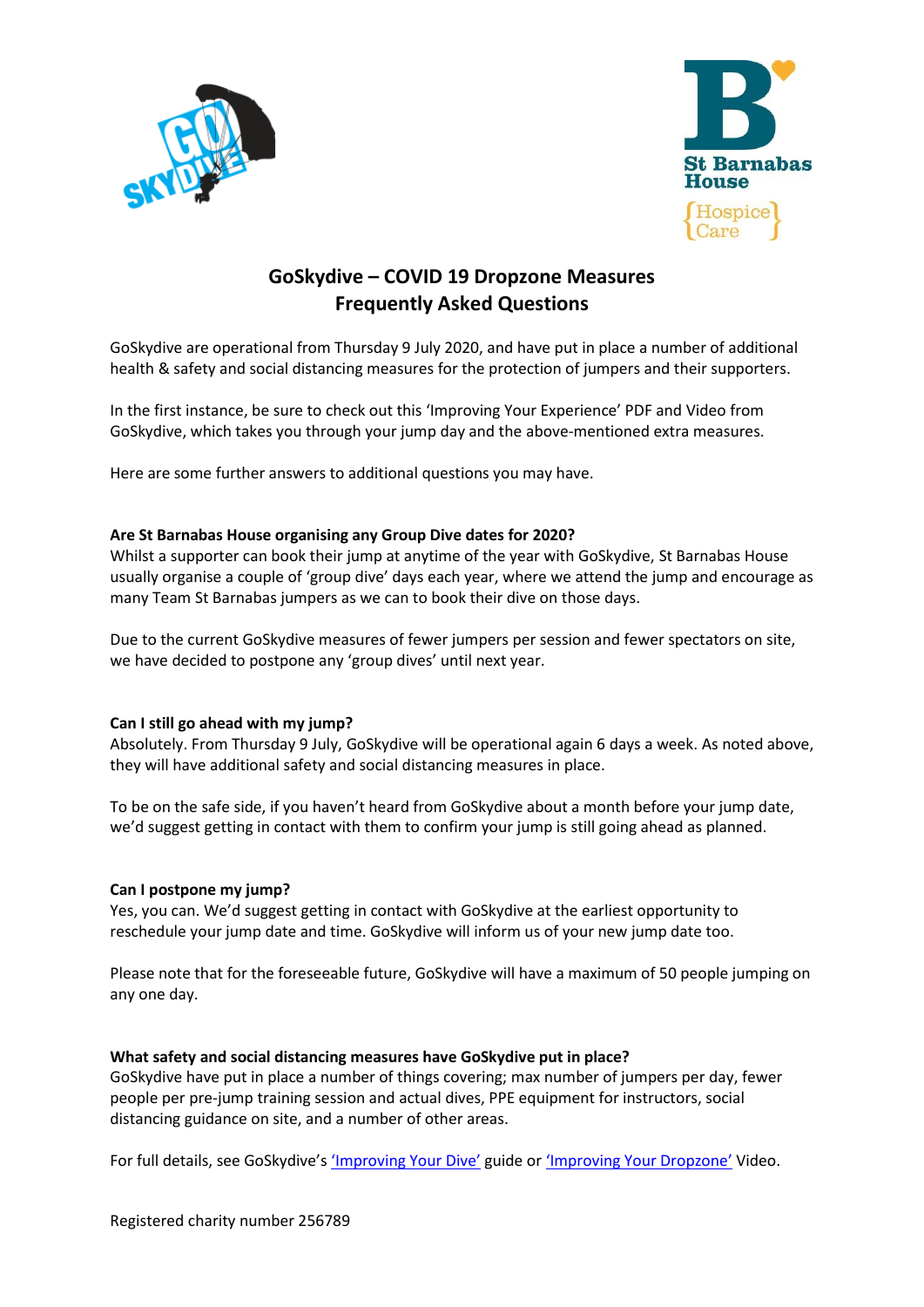# GoSkydive – COVID 19 Dropzone Measures
## Frequently Asked Questions

GoSkydive are operational from Thursday 9 July 2020, and have put in place a number of additional health & safety and social distancing measures for the protection of jumpers and their supporters.

In the first instance, be sure to check out this 'Improving Your Experience' PDF and Video from GoSkydive, which takes you through your jump day and the above-mentioned extra measures.

Here are some further answers to additional questions you may have.

**Are St Barnabas House organising any Group Dive dates for 2020?**
Whilst a supporter can book their jump at anytime of the year with GoSkydive, St Barnabas House usually organise a couple of 'group dive' days each year, where we attend the jump and encourage as many Team St Barnabas jumpers as we can to book their dive on those days.

Due to the current GoSkydive measures of fewer jumpers per session and fewer spectators on site, we have decided to postpone any 'group dives' until next year.

**Can I still go ahead with my jump?**
Absolutely. From Thursday 9 July, GoSkydive will be operational again 6 days a week. As noted above, they will have additional safety and social distancing measures in place.

To be on the safe side, if you haven't heard from GoSkydive about a month before your jump date, we'd suggest getting in contact with them to confirm your jump is still going ahead as planned.

**Can I postpone my jump?**
Yes, you can. We'd suggest getting in contact with GoSkydive at the earliest opportunity to reschedule your jump date and time. GoSkydive will inform us of your new jump date too.

Please note that for the foreseeable future, GoSkydive will have a maximum of 50 people jumping on any one day.

**What safety and social distancing measures have GoSkydive put in place?**
GoSkydive have put in place a number of things covering; max number of jumpers per day, fewer people per pre-jump training session and actual dives, PPE equipment for instructors, social distancing guidance on site, and a number of other areas.

For full details, see GoSkydive's 'Improving Your Dive' guide or 'Improving Your Dropzone' Video.

Registered charity number 256789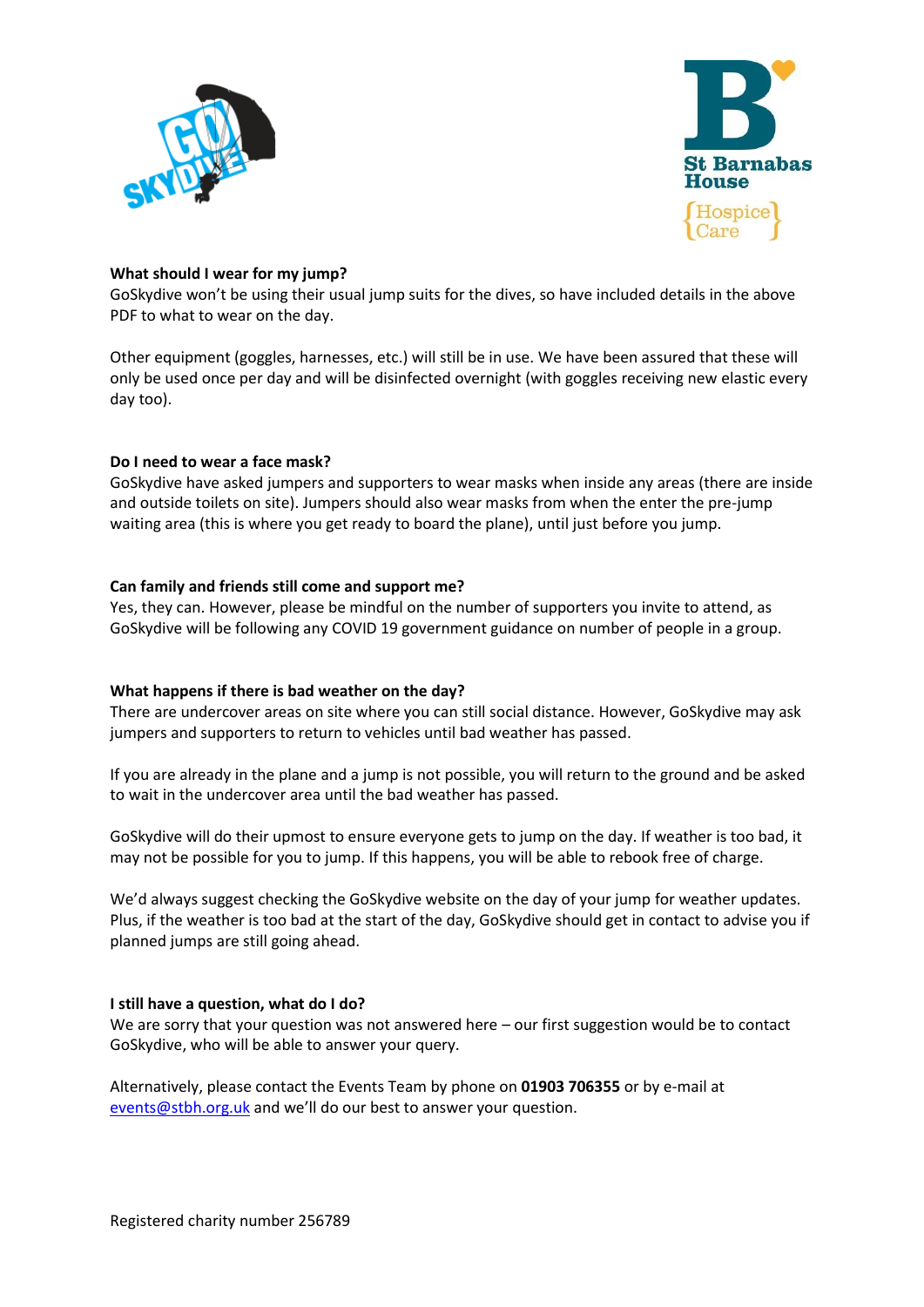**What should I wear for my jump?**
GoSkydive won't be using their usual jump suits for the dives, so have included details in the above PDF to what to wear on the day.

Other equipment (goggles, harnesses, etc.) will still be in use. We have been assured that these will only be used once per day and will be disinfected overnight (with goggles receiving new elastic every day too).

**Do I need to wear a face mask?**
GoSkydive have asked jumpers and supporters to wear masks when inside any areas (there are inside and outside toilets on site). Jumpers should also wear masks from when the enter the pre-jump waiting area (this is where you get ready to board the plane), until just before you jump.

**Can family and friends still come and support me?**
Yes, they can. However, please be mindful on the number of supporters you invite to attend, as GoSkydive will be following any COVID 19 government guidance on number of people in a group.

**What happens if there is bad weather on the day?**
There are undercover areas on site where you can still social distance. However, GoSkydive may ask jumpers and supporters to return to vehicles until bad weather has passed.

If you are already in the plane and a jump is not possible, you will return to the ground and be asked to wait in the undercover area until the bad weather has passed.

GoSkydive will do their upmost to ensure everyone gets to jump on the day. If weather is too bad, it may not be possible for you to jump. If this happens, you will be able to rebook free of charge.

We'd always suggest checking the GoSkydive website on the day of your jump for weather updates. Plus, if the weather is too bad at the start of the day, GoSkydive should get in contact to advise you if planned jumps are still going ahead.

**I still have a question, what do I do?**
We are sorry that your question was not answered here – our first suggestion would be to contact GoSkydive, who will be able to answer your query.

Alternatively, please contact the Events Team by phone on **01903 706355** or by e-mail at events@stbh.org.uk and we'll do our best to answer your question.

Registered charity number 256789